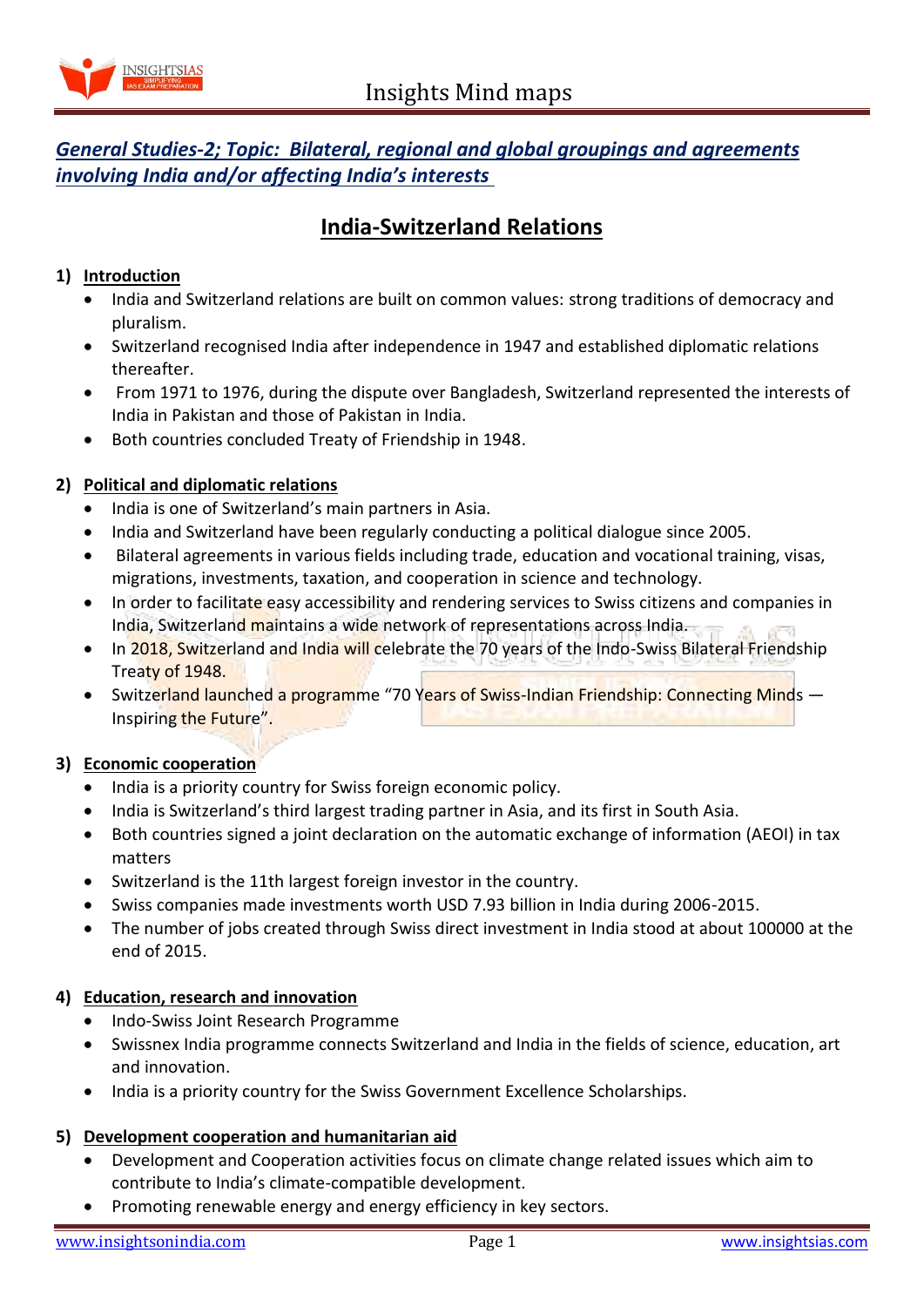***General Studies-2; Topic: Bilateral, regional and global groupings and agreements involving India and/or affecting India's interests***

# India-Switzerland Relations

## 1) Introduction

- India and Switzerland relations are built on common values: strong traditions of democracy and pluralism.
- Switzerland recognised India after independence in 1947 and established diplomatic relations thereafter.
- From 1971 to 1976, during the dispute over Bangladesh, Switzerland represented the interests of India in Pakistan and those of Pakistan in India.
- Both countries concluded Treaty of Friendship in 1948.

## 2) Political and diplomatic relations

- India is one of Switzerland's main partners in Asia.
- India and Switzerland have been regularly conducting a political dialogue since 2005.
- Bilateral agreements in various fields including trade, education and vocational training, visas, migrations, investments, taxation, and cooperation in science and technology.
- In order to facilitate easy accessibility and rendering services to Swiss citizens and companies in India, Switzerland maintains a wide network of representations across India.
- In 2018, Switzerland and India will celebrate the 70 years of the Indo-Swiss Bilateral Friendship Treaty of 1948.
- Switzerland launched a programme "70 Years of Swiss-Indian Friendship: Connecting Minds — Inspiring the Future".

## 3) Economic cooperation

- India is a priority country for Swiss foreign economic policy.
- India is Switzerland's third largest trading partner in Asia, and its first in South Asia.
- Both countries signed a joint declaration on the automatic exchange of information (AEOI) in tax matters
- Switzerland is the 11th largest foreign investor in the country.
- Swiss companies made investments worth USD 7.93 billion in India during 2006-2015.
- The number of jobs created through Swiss direct investment in India stood at about 100000 at the end of 2015.

## 4) Education, research and innovation

- Indo-Swiss Joint Research Programme
- Swissnex India programme connects Switzerland and India in the fields of science, education, art and innovation.
- India is a priority country for the Swiss Government Excellence Scholarships.

## 5) Development cooperation and humanitarian aid

- Development and Cooperation activities focus on climate change related issues which aim to contribute to India's climate-compatible development.
- Promoting renewable energy and energy efficiency in key sectors.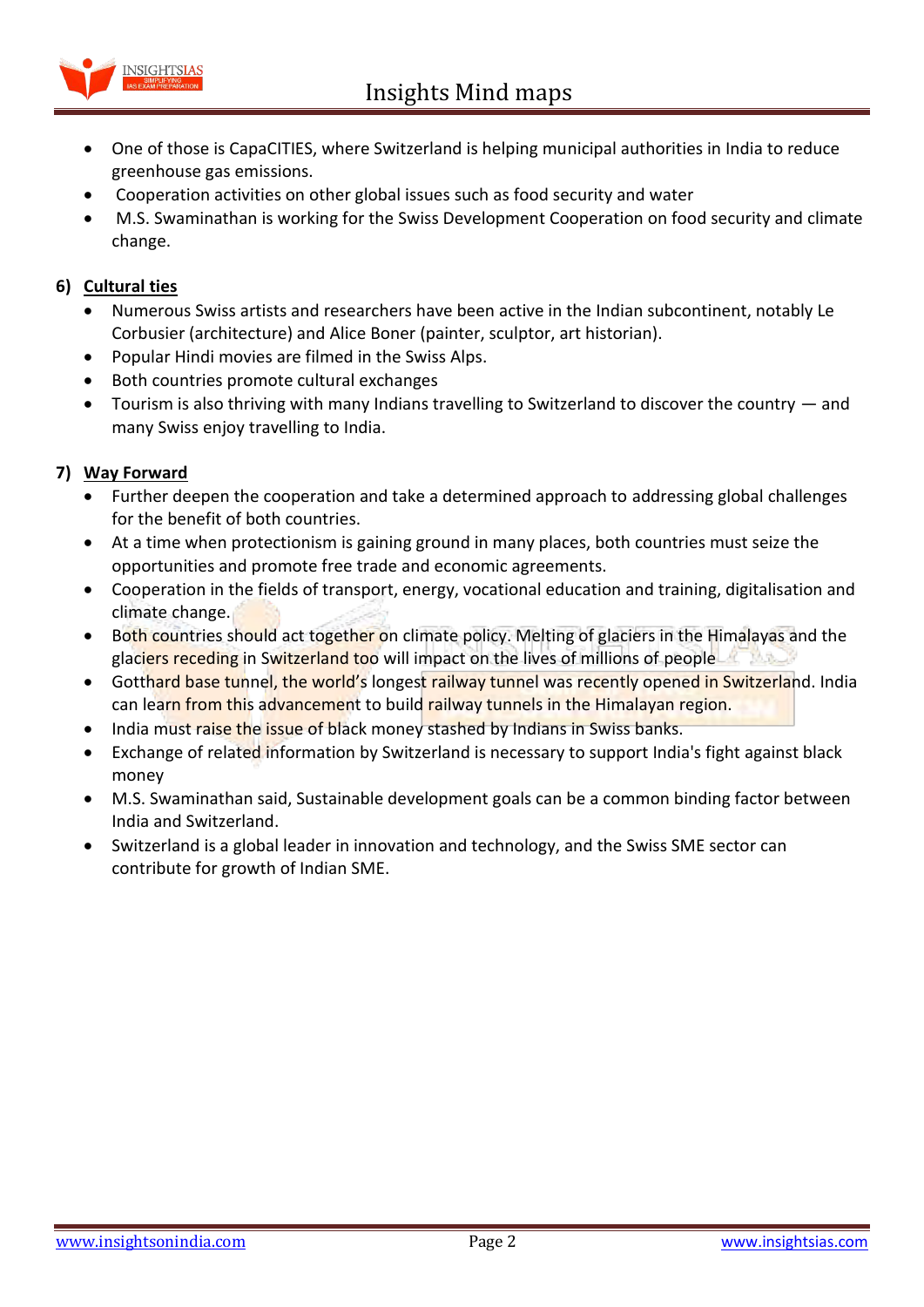- One of those is CapaCITIES, where Switzerland is helping municipal authorities in India to reduce greenhouse gas emissions.
- Cooperation activities on other global issues such as food security and water
- M.S. Swaminathan is working for the Swiss Development Cooperation on food security and climate change.

**6) Cultural ties**

- Numerous Swiss artists and researchers have been active in the Indian subcontinent, notably Le Corbusier (architecture) and Alice Boner (painter, sculptor, art historian).
- Popular Hindi movies are filmed in the Swiss Alps.
- Both countries promote cultural exchanges
- Tourism is also thriving with many Indians travelling to Switzerland to discover the country — and many Swiss enjoy travelling to India.

**7) Way Forward**

- Further deepen the cooperation and take a determined approach to addressing global challenges for the benefit of both countries.
- At a time when protectionism is gaining ground in many places, both countries must seize the opportunities and promote free trade and economic agreements.
- Cooperation in the fields of transport, energy, vocational education and training, digitalisation and climate change.
- Both countries should act together on climate policy. Melting of glaciers in the Himalayas and the glaciers receding in Switzerland too will impact on the lives of millions of people
- Gotthard base tunnel, the world's longest railway tunnel was recently opened in Switzerland. India can learn from this advancement to build railway tunnels in the Himalayan region.
- India must raise the issue of black money stashed by Indians in Swiss banks.
- Exchange of related information by Switzerland is necessary to support India's fight against black money
- M.S. Swaminathan said, Sustainable development goals can be a common binding factor between India and Switzerland.
- Switzerland is a global leader in innovation and technology, and the Swiss SME sector can contribute for growth of Indian SME.